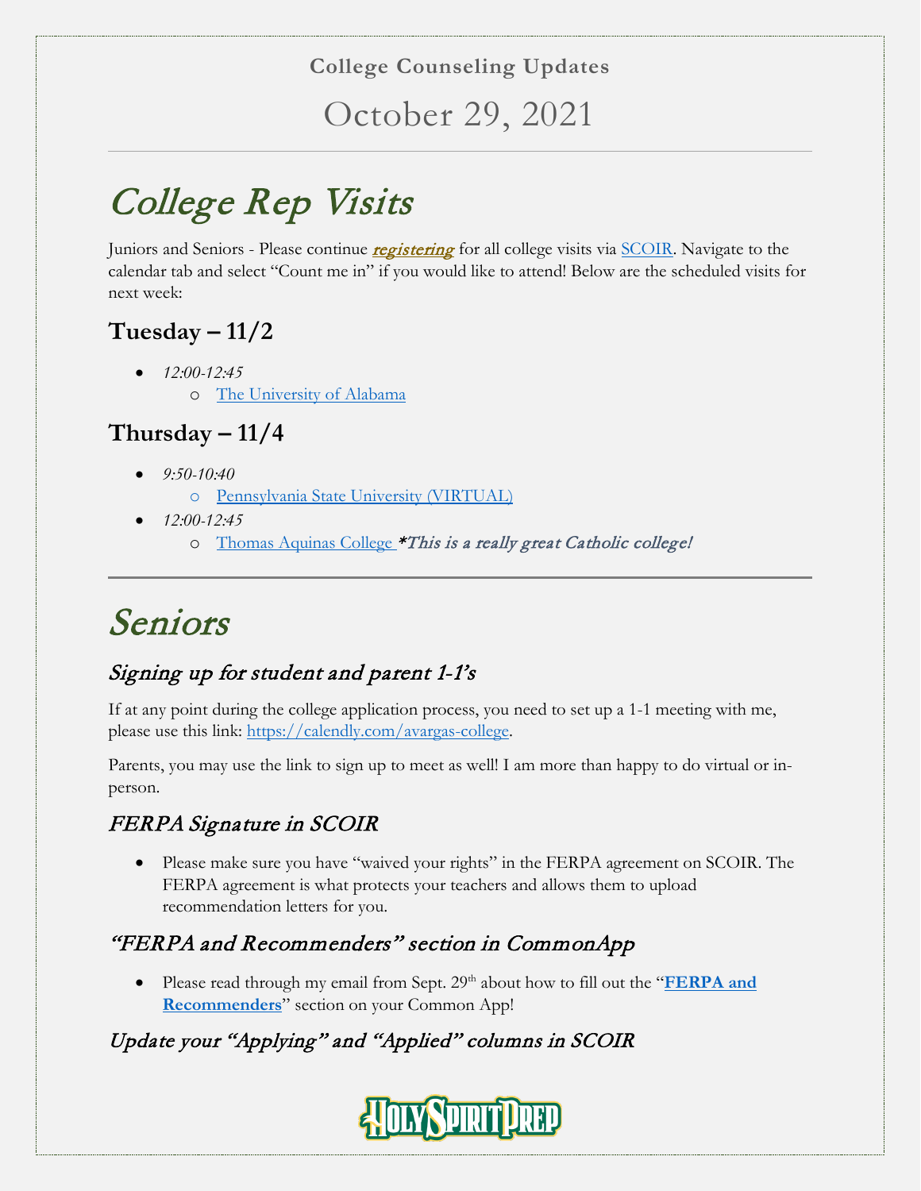**College Counseling Updates**

October 29, 2021

# *College Rep Visits*

Juniors and Seniors - Please continue ***registering*** for all college visits via SCOIR. Navigate to the calendar tab and select "Count me in" if you would like to attend! Below are the scheduled visits for next week:

## Tuesday – 11/2

- *12:00-12:45*
  - The University of Alabama

## Thursday – 11/4

- *9:50-10:40*
  - Pennsylvania State University (VIRTUAL)
- *12:00-12:45*
  - Thomas Aquinas College ***This is a really great Catholic college!***

---

# *Seniors*

## *Signing up for student and parent 1-1's*

If at any point during the college application process, you need to set up a 1-1 meeting with me, please use this link: https://calendly.com/avargas-college.

Parents, you may use the link to sign up to meet as well! I am more than happy to do virtual or in-person.

## *FERPA Signature in SCOIR*

- Please make sure you have "waived your rights" in the FERPA agreement on SCOIR. The FERPA agreement is what protects your teachers and allows them to upload recommendation letters for you.

## *"FERPA and Recommenders" section in CommonApp*

- Please read through my email from Sept. 29th about how to fill out the "**FERPA and Recommenders**" section on your Common App!

## *Update your "Applying" and "Applied" columns in SCOIR*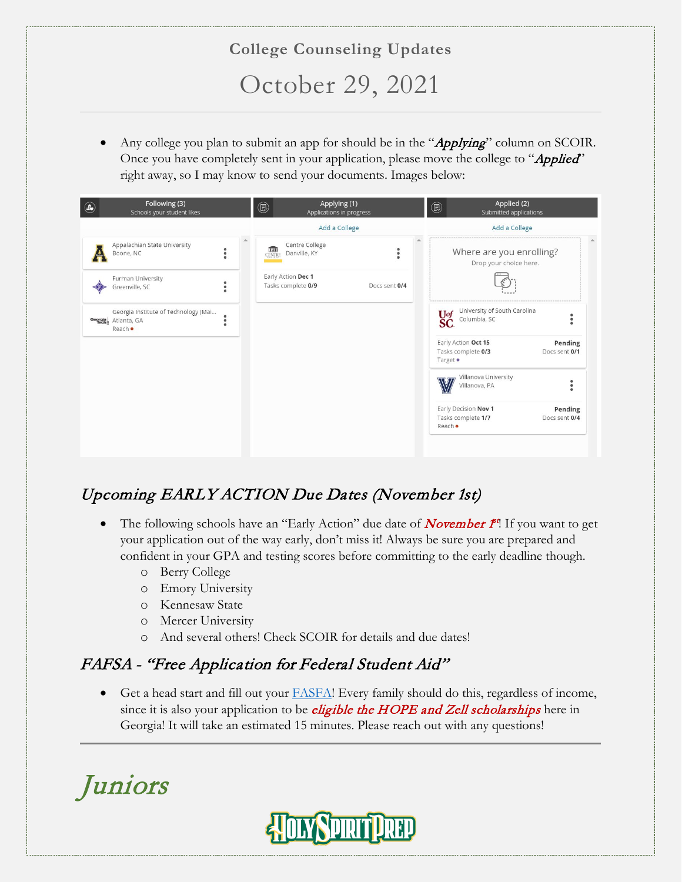# College Counseling Updates

## October 29, 2021

- Any college you plan to submit an app for should be in the "*Applying*" column on SCOIR. Once you have completely sent in your application, please move the college to "*Applied*" right away, so I may know to send your documents. Images below:

| Following (3) Schools your student likes | Applying (1) Applications in progress | Applied (2) Submitted applications |
|---|---|---|
| | Add a College | Add a College |
| Appalachian State University, Boone, NC | Centre College, Danville, KY — Early Action Dec 1, Tasks complete 0/9, Docs sent 0/4 | Where are you enrolling? Drop your choice here. |
| Furman University, Greenville, SC | | University of South Carolina, Columbia, SC — Early Action Oct 15, Pending, Tasks complete 0/3, Docs sent 0/1, Target |
| Georgia Institute of Technology (Mai..., Atlanta, GA, Reach | | Villanova University, Villanova, PA — Early Decision Nov 1, Pending, Tasks complete 1/7, Docs sent 0/4, Reach |

## *Upcoming EARLY ACTION Due Dates (November 1st)*

- The following schools have an "Early Action" due date of ***November 1st***! If you want to get your application out of the way early, don't miss it! Always be sure you are prepared and confident in your GPA and testing scores before committing to the early deadline though.
  - Berry College
  - Emory University
  - Kennesaw State
  - Mercer University
  - And several others! Check SCOIR for details and due dates!

## *FAFSA - "Free Application for Federal Student Aid"*

- Get a head start and fill out your FASFA! Every family should do this, regardless of income, since it is also your application to be ***eligible the HOPE and Zell scholarships*** here in Georgia! It will take an estimated 15 minutes. Please reach out with any questions!

---

# *Juniors*

HOLY SPIRIT PREP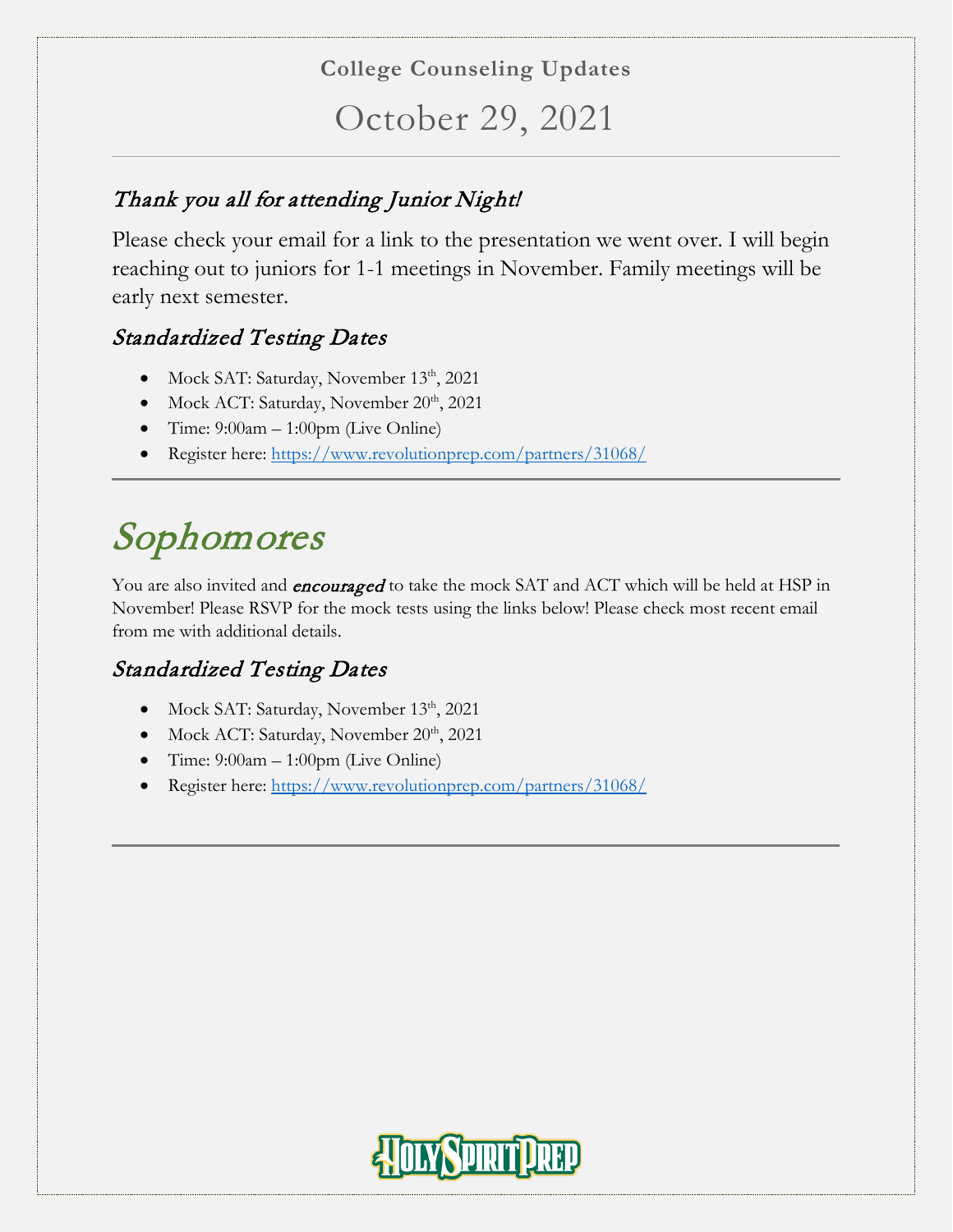**College Counseling Updates**

# October 29, 2021

---

### *Thank you all for attending Junior Night!*

Please check your email for a link to the presentation we went over. I will begin reaching out to juniors for 1-1 meetings in November. Family meetings will be early next semester.

### *Standardized Testing Dates*

- Mock SAT: Saturday, November 13th, 2021
- Mock ACT: Saturday, November 20th, 2021
- Time: 9:00am – 1:00pm (Live Online)
- Register here: https://www.revolutionprep.com/partners/31068/

---

# *Sophomores*

You are also invited and ***encouraged*** to take the mock SAT and ACT which will be held at HSP in November! Please RSVP for the mock tests using the links below! Please check most recent email from me with additional details.

### *Standardized Testing Dates*

- Mock SAT: Saturday, November 13th, 2021
- Mock ACT: Saturday, November 20th, 2021
- Time: 9:00am – 1:00pm (Live Online)
- Register here: https://www.revolutionprep.com/partners/31068/

---

HOLY SPIRIT PREP